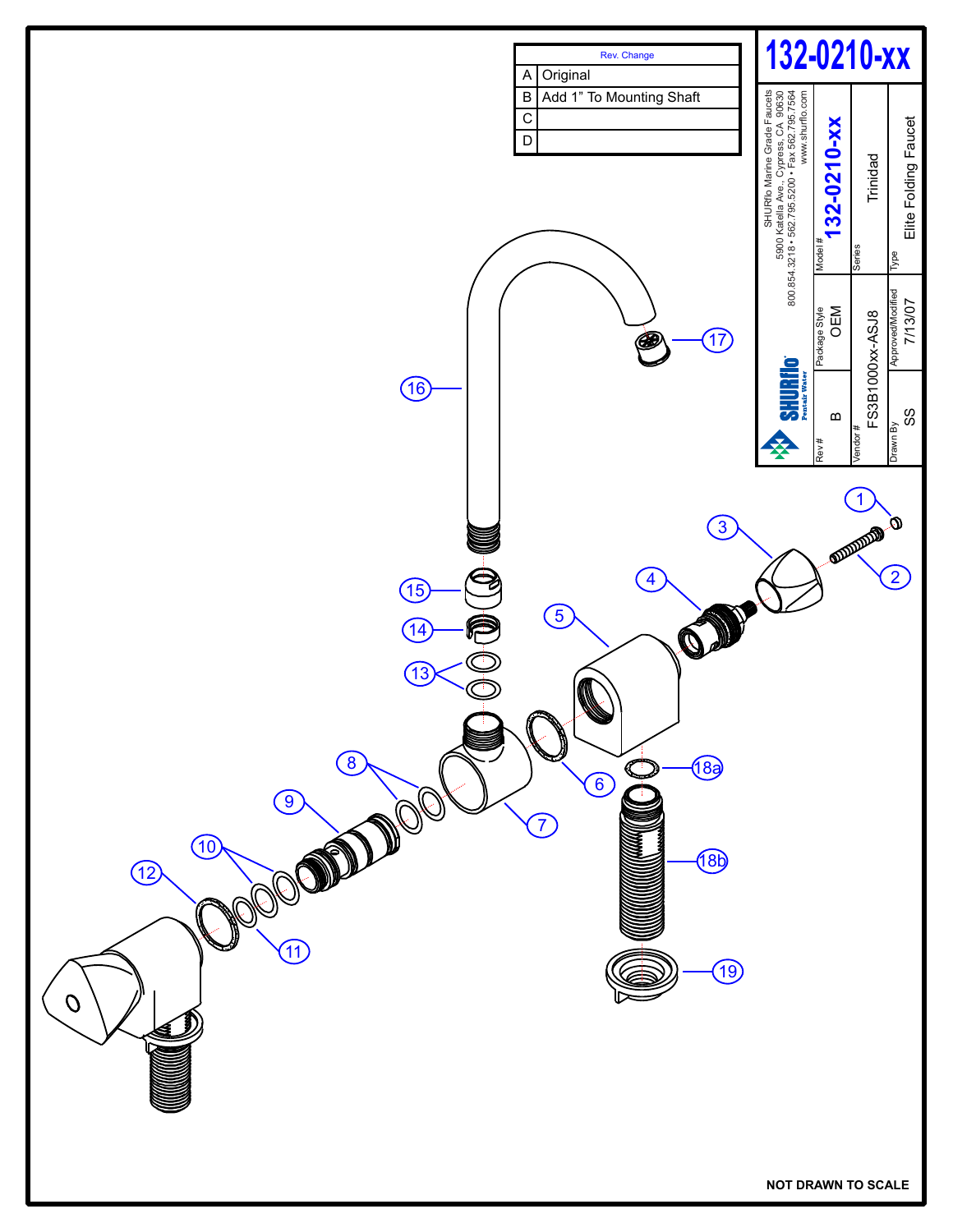# 132-0210-xx

| Rev. | Change |
|---|---|
| A | Original |
| B | Add 1" To Mounting Shaft |
| C | |
| D | |

SHURflo Marine Grade Faucets
5900 Katella Ave., Cypress, CA 90630
800.854.3218 • 562.795.5200 • Fax 562.795.7564
www.shurflo.com

SHURflo Pentair Water

| Model # | Series | Type |
|---|---|---|
| 132-0210-xx | Trinidad | Elite Folding Faucet |

| Rev # | Package Style | Vendor # | Drawn By | Approved/Modified |
|---|---|---|---|---|
| B | OEM | FS3B1000xx-ASJ8 | SS | 7/13/07 |

1, 2, 3, 4, 5, 6, 7, 8, 9, 10, 11, 12, 13, 14, 15, 16, 17, 18a, 18b, 19

NOT DRAWN TO SCALE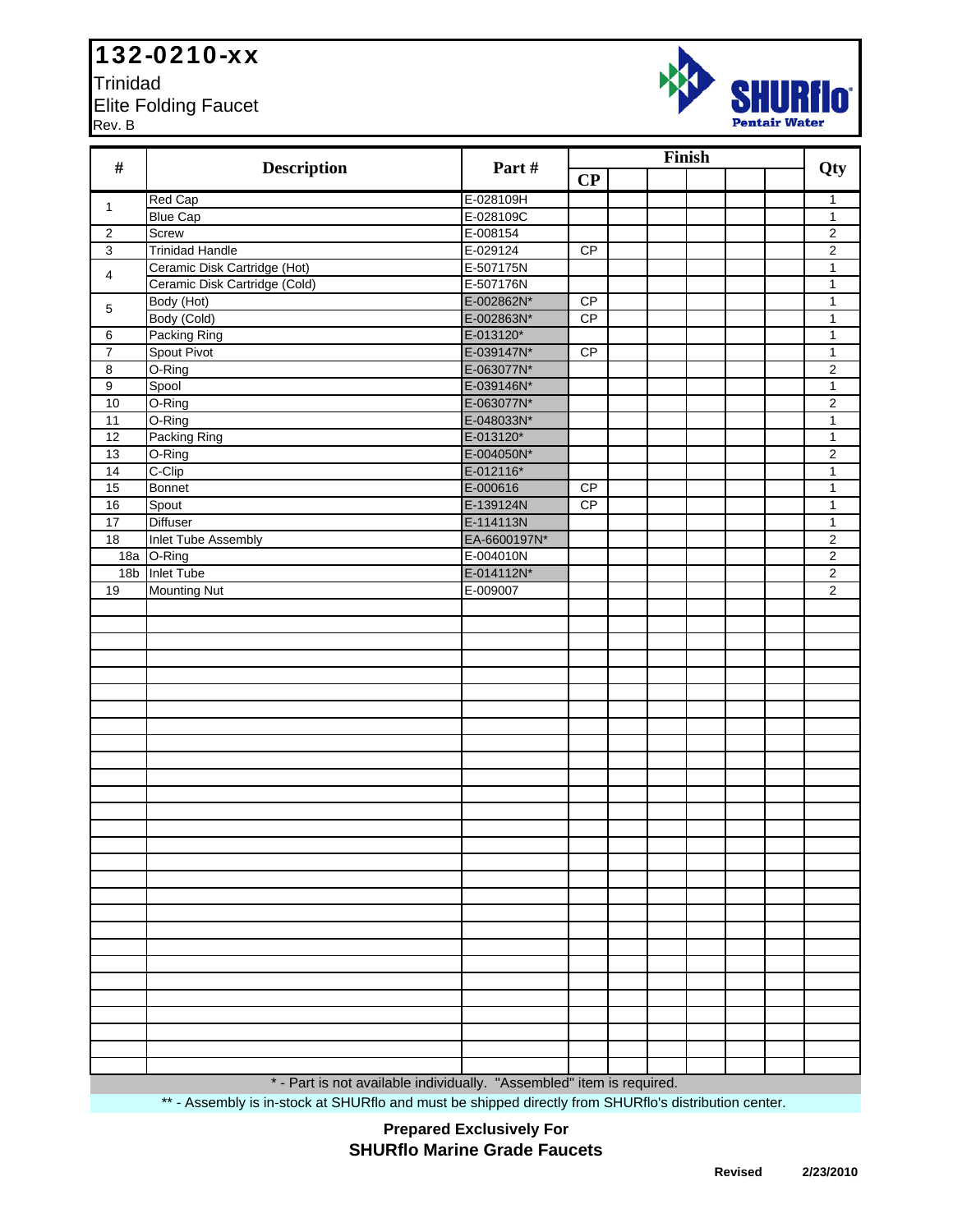# 132-0210-xx

Trinidad
Elite Folding Faucet
Rev. B

SHURflo Pentair Water

| # | Description | Part # | Finish | | | | | | Qty |
|---|---|---|---|---|---|---|---|---|---|
| | | | CP | | | | | | |
| 1 | Red Cap | E-028109H | | | | | | | 1 |
| | Blue Cap | E-028109C | | | | | | | 1 |
| 2 | Screw | E-008154 | | | | | | | 2 |
| 3 | Trinidad Handle | E-029124 | CP | | | | | | 2 |
| 4 | Ceramic Disk Cartridge (Hot) | E-507175N | | | | | | | 1 |
| | Ceramic Disk Cartridge (Cold) | E-507176N | | | | | | | 1 |
| 5 | Body (Hot) | E-002862N* | CP | | | | | | 1 |
| | Body (Cold) | E-002863N* | CP | | | | | | 1 |
| 6 | Packing Ring | E-013120* | | | | | | | 1 |
| 7 | Spout Pivot | E-039147N* | CP | | | | | | 1 |
| 8 | O-Ring | E-063077N* | | | | | | | 2 |
| 9 | Spool | E-039146N* | | | | | | | 1 |
| 10 | O-Ring | E-063077N* | | | | | | | 2 |
| 11 | O-Ring | E-048033N* | | | | | | | 1 |
| 12 | Packing Ring | E-013120* | | | | | | | 1 |
| 13 | O-Ring | E-004050N* | | | | | | | 2 |
| 14 | C-Clip | E-012116* | | | | | | | 1 |
| 15 | Bonnet | E-000616 | CP | | | | | | 1 |
| 16 | Spout | E-139124N | CP | | | | | | 1 |
| 17 | Diffuser | E-114113N | | | | | | | 1 |
| 18 | Inlet Tube Assembly | EA-6600197N* | | | | | | | 2 |
| 18a | O-Ring | E-004010N | | | | | | | 2 |
| 18b | Inlet Tube | E-014112N* | | | | | | | 2 |
| 19 | Mounting Nut | E-009007 | | | | | | | 2 |

* - Part is not available individually. "Assembled" item is required.

** - Assembly is in-stock at SHURflo and must be shipped directly from SHURflo's distribution center.

**Prepared Exclusively For**
**SHURflo Marine Grade Faucets**

**Revised** **2/23/2010**